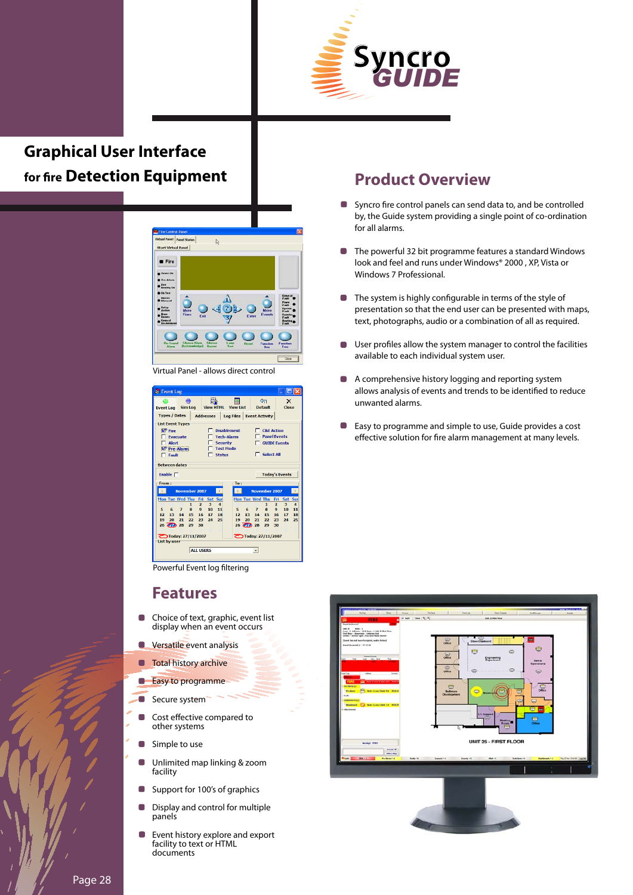# Syncro GUIDE

## Graphical User Interface for fire Detection Equipment

Virtual Panel - allows direct control

Powerful Event log filtering

## Features

- Choice of text, graphic, event list display when an event occurs
- Versatile event analysis
- Total history archive
- Easy to programme
- Secure system
- Cost effective compared to other systems
- Simple to use
- Unlimited map linking & zoom facility
- Support for 100's of graphics
- Display and control for multiple panels
- Event history explore and export facility to text or HTML documents

## Product Overview

- Syncro fire control panels can send data to, and be controlled by, the Guide system providing a single point of co-ordination for all alarms.
- The powerful 32 bit programme features a standard Windows look and feel and runs under Windows® 2000 , XP, Vista or Windows 7 Professional.
- The system is highly configurable in terms of the style of presentation so that the end user can be presented with maps, text, photographs, audio or a combination of all as required.
- User profiles allow the system manager to control the facilities available to each individual system user.
- A comprehensive history logging and reporting system allows analysis of events and trends to be identified to reduce unwanted alarms.
- Easy to programme and simple to use, Guide provides a cost effective solution for fire alarm management at many levels.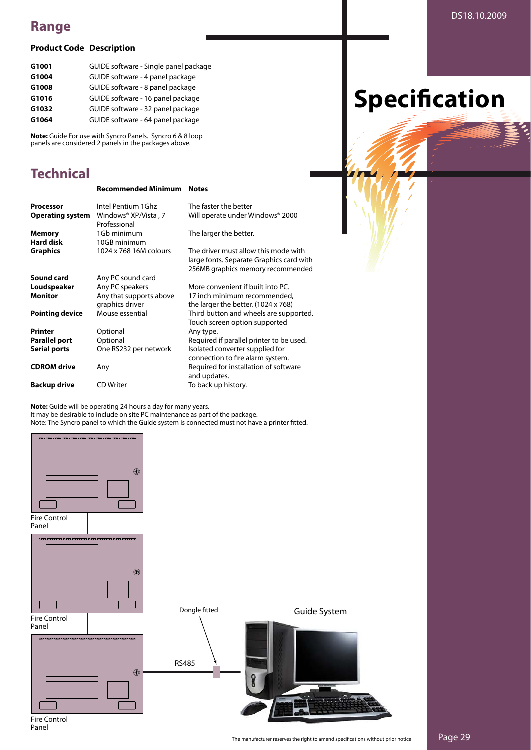# Specification

## Range

| Product Code | Description |
|---|---|
| G1001 | GUIDE software - Single panel package |
| G1004 | GUIDE software - 4 panel package |
| G1008 | GUIDE software - 8 panel package |
| G1016 | GUIDE software - 16 panel package |
| G1032 | GUIDE software - 32 panel package |
| G1064 | GUIDE software - 64 panel package |

**Note:** Guide For use with Syncro Panels. Syncro 6 & 8 loop panels are considered 2 panels in the packages above.

## Technical

| | Recommended Minimum | Notes |
|---|---|---|
| **Processor** | Intel Pentium 1Ghz | The faster the better |
| **Operating system** | Windows® XP/Vista , 7 Professional | Will operate under Windows® 2000 |
| **Memory** | 1Gb minimum | The larger the better. |
| **Hard disk** | 10GB minimum | |
| **Graphics** | 1024 x 768 16M colours | The driver must allow this mode with large fonts. Separate Graphics card with 256MB graphics memory recommended |
| **Sound card** | Any PC sound card | |
| **Loudspeaker** | Any PC speakers | More convenient if built into PC. |
| **Monitor** | Any that supports above graphics driver | 17 inch minimum recommended, the larger the better. (1024 x 768) |
| **Pointing device** | Mouse essential | Third button and wheels are supported. Touch screen option supported |
| **Printer** | Optional | Any type. |
| **Parallel port** | Optional | Required if parallel printer to be used. |
| **Serial ports** | One RS232 per network | Isolated converter supplied for connection to fire alarm system. |
| **CDROM drive** | Any | Required for installation of software and updates. |
| **Backup drive** | CD Writer | To back up history. |

**Note:** Guide will be operating 24 hours a day for many years.
It may be desirable to include on site PC maintenance as part of the package.
Note: The Syncro panel to which the Guide system is connected must not have a printer fitted.

Fire Control Panel

Fire Control Panel

Fire Control Panel

Dongle fitted

RS485

Guide System

The manufacturer reserves the right to amend specifications without prior notice